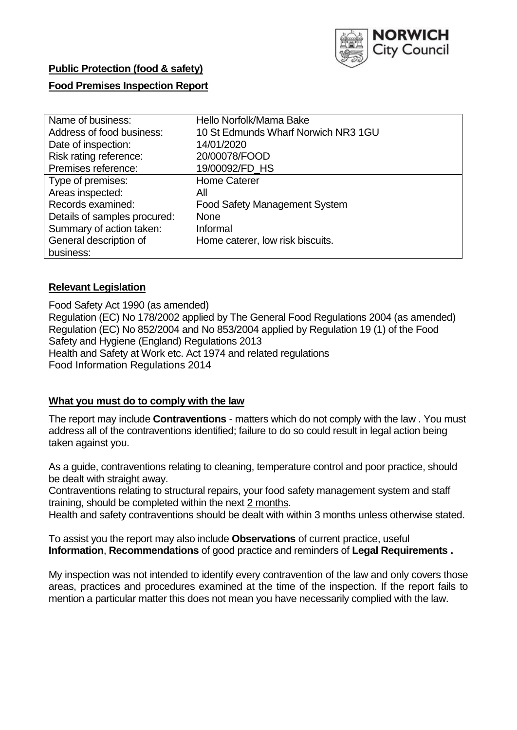NORWICH City Council

**Public Protection (food & safety)**

**Food Premises Inspection Report**

| Name of business: | Hello Norfolk/Mama Bake |
|---|---|
| Address of food business: | 10 St Edmunds Wharf Norwich NR3 1GU |
| Date of inspection: | 14/01/2020 |
| Risk rating reference: | 20/00078/FOOD |
| Premises reference: | 19/00092/FD_HS |
| Type of premises: | Home Caterer |
| Areas inspected: | All |
| Records examined: | Food Safety Management System |
| Details of samples procured: | None |
| Summary of action taken: | Informal |
| General description of business: | Home caterer, low risk biscuits. |

## Relevant Legislation

Food Safety Act 1990 (as amended)
Regulation (EC) No 178/2002 applied by The General Food Regulations 2004 (as amended)
Regulation (EC) No 852/2004 and No 853/2004 applied by Regulation 19 (1) of the Food Safety and Hygiene (England) Regulations 2013
Health and Safety at Work etc. Act 1974 and related regulations
Food Information Regulations 2014

## What you must do to comply with the law

The report may include **Contraventions** - matters which do not comply with the law . You must address all of the contraventions identified; failure to do so could result in legal action being taken against you.

As a guide, contraventions relating to cleaning, temperature control and poor practice, should be dealt with straight away.
Contraventions relating to structural repairs, your food safety management system and staff training, should be completed within the next 2 months.
Health and safety contraventions should be dealt with within 3 months unless otherwise stated.

To assist you the report may also include **Observations** of current practice, useful **Information**, **Recommendations** of good practice and reminders of **Legal Requirements .**

My inspection was not intended to identify every contravention of the law and only covers those areas, practices and procedures examined at the time of the inspection. If the report fails to mention a particular matter this does not mean you have necessarily complied with the law.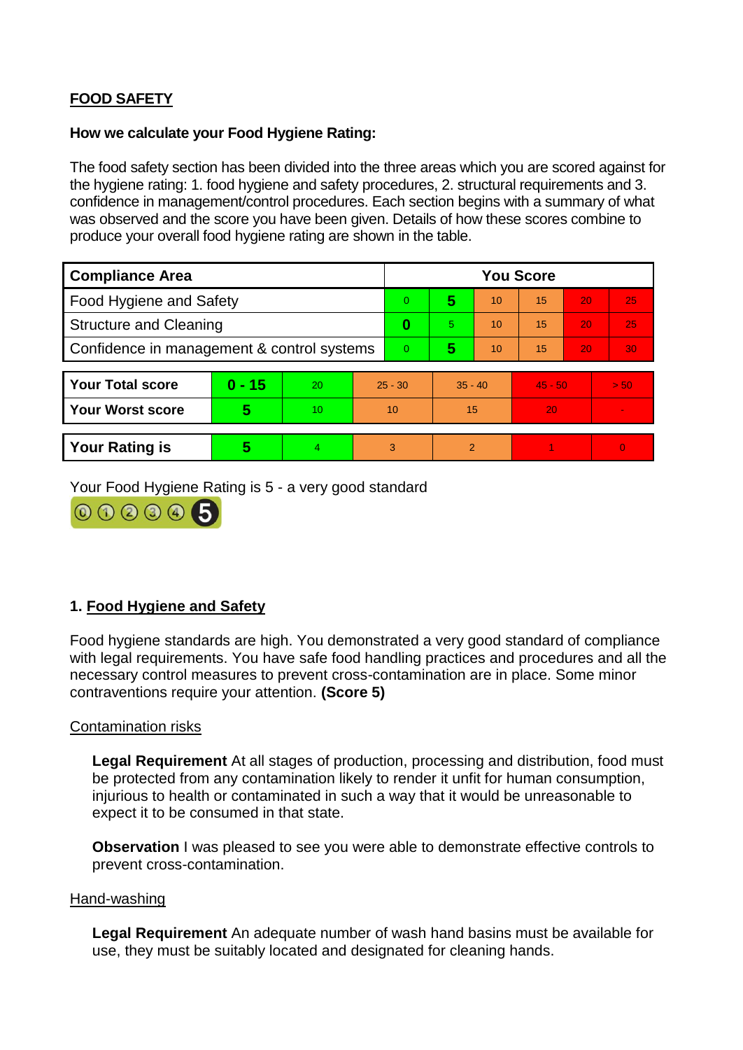## FOOD SAFETY

**How we calculate your Food Hygiene Rating:**

The food safety section has been divided into the three areas which you are scored against for the hygiene rating: 1. food hygiene and safety procedures, 2. structural requirements and 3. confidence in management/control procedures. Each section begins with a summary of what was observed and the score you have been given. Details of how these scores combine to produce your overall food hygiene rating are shown in the table.

| Compliance Area | You Score | | | | | |
|---|---|---|---|---|---|---|
| Food Hygiene and Safety | 0 | **5** | 10 | 15 | 20 | 25 |
| Structure and Cleaning | **0** | 5 | 10 | 15 | 20 | 25 |
| Confidence in management & control systems | 0 | **5** | 10 | 15 | 20 | 30 |

| | | | | | | |
|---|---|---|---|---|---|---|
| **Your Total score** | **0 - 15** | 20 | 25 - 30 | 35 - 40 | 45 - 50 | > 50 |
| **Your Worst score** | **5** | 10 | 10 | 15 | 20 | - |

| | | | | | | |
|---|---|---|---|---|---|---|
| **Your Rating is** | **5** | 4 | 3 | 2 | 1 | 0 |

Your Food Hygiene Rating is 5 - a very good standard

### 1. Food Hygiene and Safety

Food hygiene standards are high. You demonstrated a very good standard of compliance with legal requirements. You have safe food handling practices and procedures and all the necessary control measures to prevent cross-contamination are in place. Some minor contraventions require your attention. **(Score 5)**

Contamination risks

**Legal Requirement** At all stages of production, processing and distribution, food must be protected from any contamination likely to render it unfit for human consumption, injurious to health or contaminated in such a way that it would be unreasonable to expect it to be consumed in that state.

**Observation** I was pleased to see you were able to demonstrate effective controls to prevent cross-contamination.

Hand-washing

**Legal Requirement** An adequate number of wash hand basins must be available for use, they must be suitably located and designated for cleaning hands.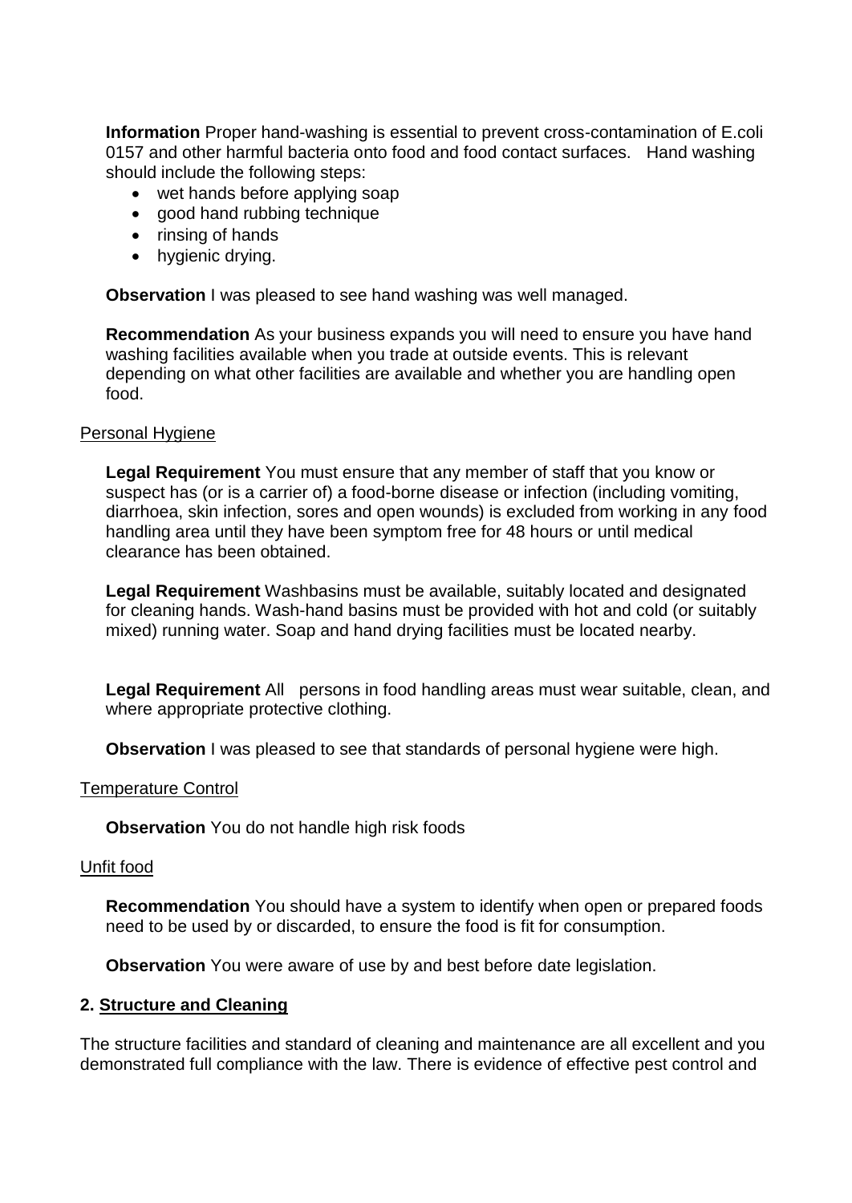**Information** Proper hand-washing is essential to prevent cross-contamination of E.coli 0157 and other harmful bacteria onto food and food contact surfaces.   Hand washing should include the following steps:

- wet hands before applying soap
- good hand rubbing technique
- rinsing of hands
- hygienic drying.

**Observation** I was pleased to see hand washing was well managed.

**Recommendation** As your business expands you will need to ensure you have hand washing facilities available when you trade at outside events. This is relevant depending on what other facilities are available and whether you are handling open food.

Personal Hygiene

**Legal Requirement** You must ensure that any member of staff that you know or suspect has (or is a carrier of) a food-borne disease or infection (including vomiting, diarrhoea, skin infection, sores and open wounds) is excluded from working in any food handling area until they have been symptom free for 48 hours or until medical clearance has been obtained.

**Legal Requirement** Washbasins must be available, suitably located and designated for cleaning hands. Wash-hand basins must be provided with hot and cold (or suitably mixed) running water. Soap and hand drying facilities must be located nearby.

**Legal Requirement** All   persons in food handling areas must wear suitable, clean, and where appropriate protective clothing.

**Observation** I was pleased to see that standards of personal hygiene were high.

Temperature Control

**Observation** You do not handle high risk foods

Unfit food

**Recommendation** You should have a system to identify when open or prepared foods need to be used by or discarded, to ensure the food is fit for consumption.

**Observation** You were aware of use by and best before date legislation.

**2. Structure and Cleaning**

The structure facilities and standard of cleaning and maintenance are all excellent and you demonstrated full compliance with the law. There is evidence of effective pest control and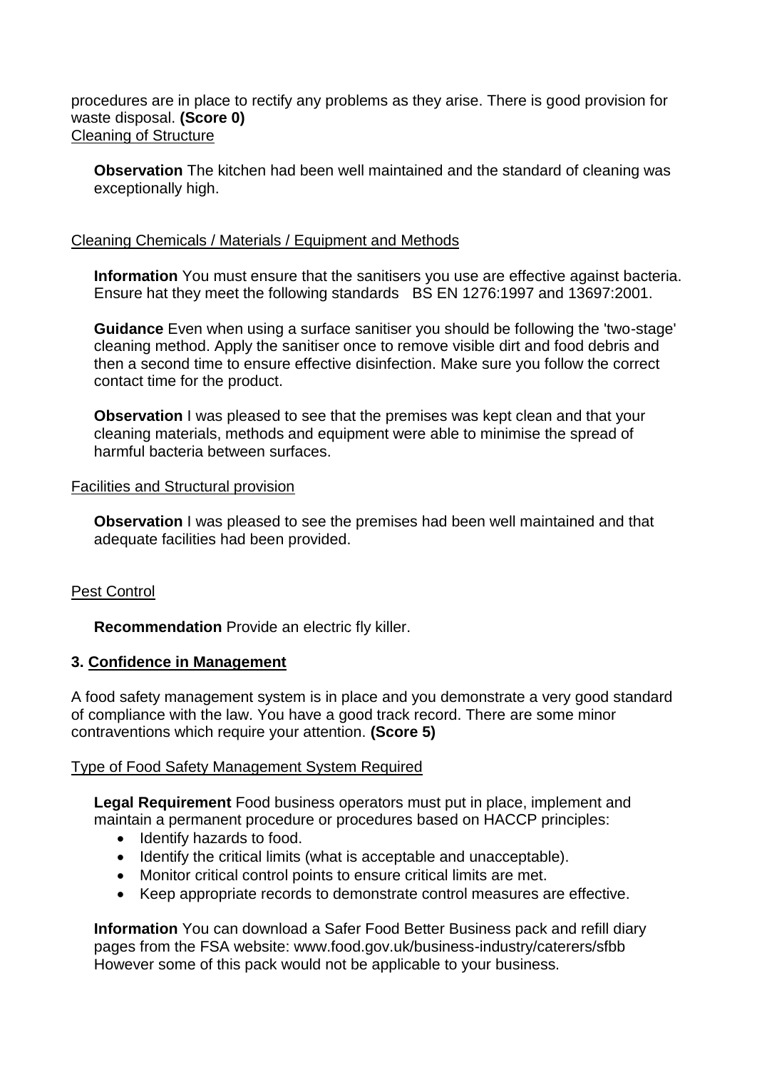procedures are in place to rectify any problems as they arise. There is good provision for waste disposal. **(Score 0)**

Cleaning of Structure

**Observation** The kitchen had been well maintained and the standard of cleaning was exceptionally high.

Cleaning Chemicals / Materials / Equipment and Methods

**Information** You must ensure that the sanitisers you use are effective against bacteria. Ensure hat they meet the following standards BS EN 1276:1997 and 13697:2001.

**Guidance** Even when using a surface sanitiser you should be following the 'two-stage' cleaning method. Apply the sanitiser once to remove visible dirt and food debris and then a second time to ensure effective disinfection. Make sure you follow the correct contact time for the product.

**Observation** I was pleased to see that the premises was kept clean and that your cleaning materials, methods and equipment were able to minimise the spread of harmful bacteria between surfaces.

Facilities and Structural provision

**Observation** I was pleased to see the premises had been well maintained and that adequate facilities had been provided.

Pest Control

**Recommendation** Provide an electric fly killer.

## 3. Confidence in Management

A food safety management system is in place and you demonstrate a very good standard of compliance with the law. You have a good track record. There are some minor contraventions which require your attention. **(Score 5)**

Type of Food Safety Management System Required

**Legal Requirement** Food business operators must put in place, implement and maintain a permanent procedure or procedures based on HACCP principles:

- Identify hazards to food.
- Identify the critical limits (what is acceptable and unacceptable).
- Monitor critical control points to ensure critical limits are met.
- Keep appropriate records to demonstrate control measures are effective.

**Information** You can download a Safer Food Better Business pack and refill diary pages from the FSA website: www.food.gov.uk/business-industry/caterers/sfbb However some of this pack would not be applicable to your business.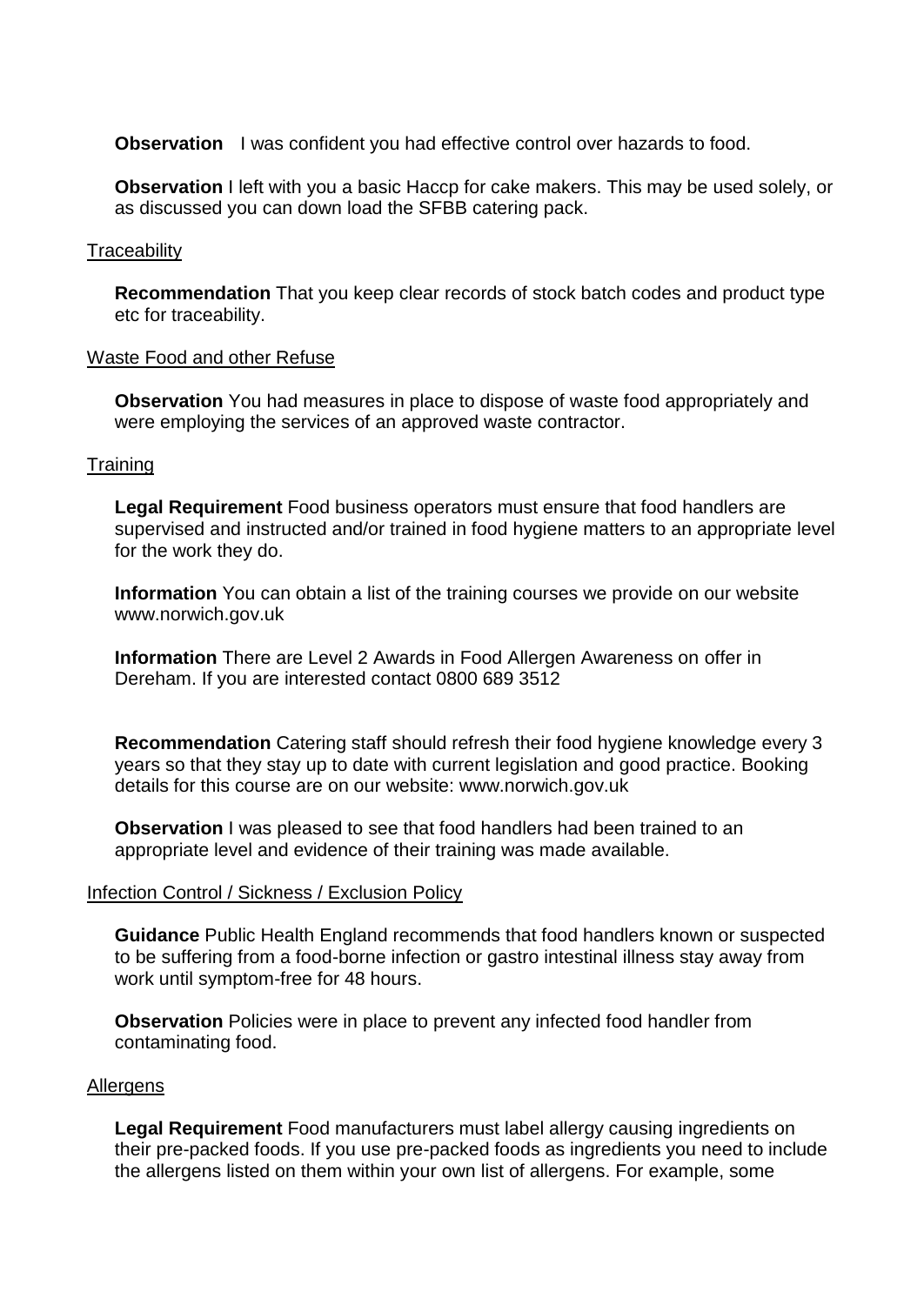**Observation** I was confident you had effective control over hazards to food.

**Observation** I left with you a basic Haccp for cake makers. This may be used solely, or as discussed you can down load the SFBB catering pack.

Traceability

**Recommendation** That you keep clear records of stock batch codes and product type etc for traceability.

Waste Food and other Refuse

**Observation** You had measures in place to dispose of waste food appropriately and were employing the services of an approved waste contractor.

Training

**Legal Requirement** Food business operators must ensure that food handlers are supervised and instructed and/or trained in food hygiene matters to an appropriate level for the work they do.

**Information** You can obtain a list of the training courses we provide on our website www.norwich.gov.uk

**Information** There are Level 2 Awards in Food Allergen Awareness on offer in Dereham. If you are interested contact 0800 689 3512

**Recommendation** Catering staff should refresh their food hygiene knowledge every 3 years so that they stay up to date with current legislation and good practice. Booking details for this course are on our website: www.norwich.gov.uk

**Observation** I was pleased to see that food handlers had been trained to an appropriate level and evidence of their training was made available.

Infection Control / Sickness / Exclusion Policy

**Guidance** Public Health England recommends that food handlers known or suspected to be suffering from a food-borne infection or gastro intestinal illness stay away from work until symptom-free for 48 hours.

**Observation** Policies were in place to prevent any infected food handler from contaminating food.

Allergens

**Legal Requirement** Food manufacturers must label allergy causing ingredients on their pre-packed foods. If you use pre-packed foods as ingredients you need to include the allergens listed on them within your own list of allergens. For example, some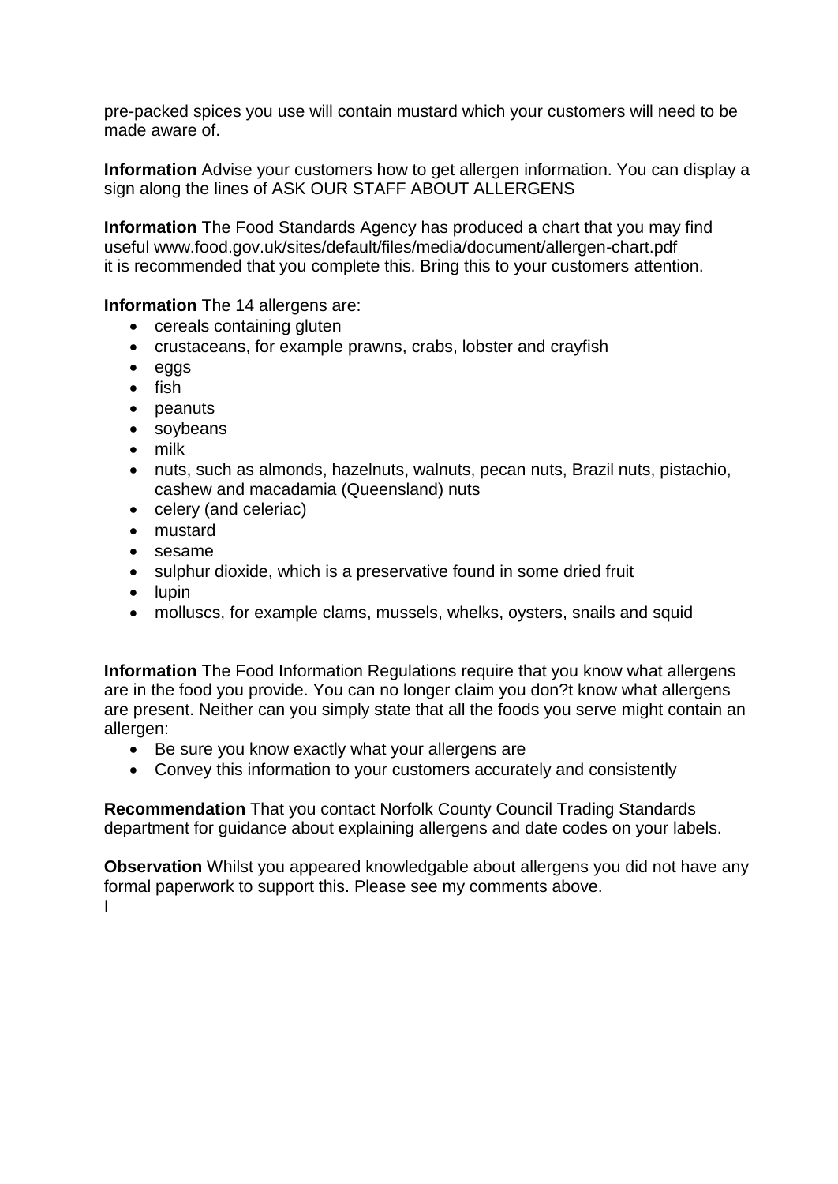pre-packed spices you use will contain mustard which your customers will need to be made aware of.

**Information** Advise your customers how to get allergen information. You can display a sign along the lines of ASK OUR STAFF ABOUT ALLERGENS

**Information** The Food Standards Agency has produced a chart that you may find useful www.food.gov.uk/sites/default/files/media/document/allergen-chart.pdf
it is recommended that you complete this. Bring this to your customers attention.

**Information** The 14 allergens are:

- cereals containing gluten
- crustaceans, for example prawns, crabs, lobster and crayfish
- eggs
- fish
- peanuts
- soybeans
- milk
- nuts, such as almonds, hazelnuts, walnuts, pecan nuts, Brazil nuts, pistachio, cashew and macadamia (Queensland) nuts
- celery (and celeriac)
- mustard
- sesame
- sulphur dioxide, which is a preservative found in some dried fruit
- lupin
- molluscs, for example clams, mussels, whelks, oysters, snails and squid

**Information** The Food Information Regulations require that you know what allergens are in the food you provide. You can no longer claim you don?t know what allergens are present. Neither can you simply state that all the foods you serve might contain an allergen:

- Be sure you know exactly what your allergens are
- Convey this information to your customers accurately and consistently

**Recommendation** That you contact Norfolk County Council Trading Standards department for guidance about explaining allergens and date codes on your labels.

**Observation** Whilst you appeared knowledgable about allergens you did not have any formal paperwork to support this. Please see my comments above.
I